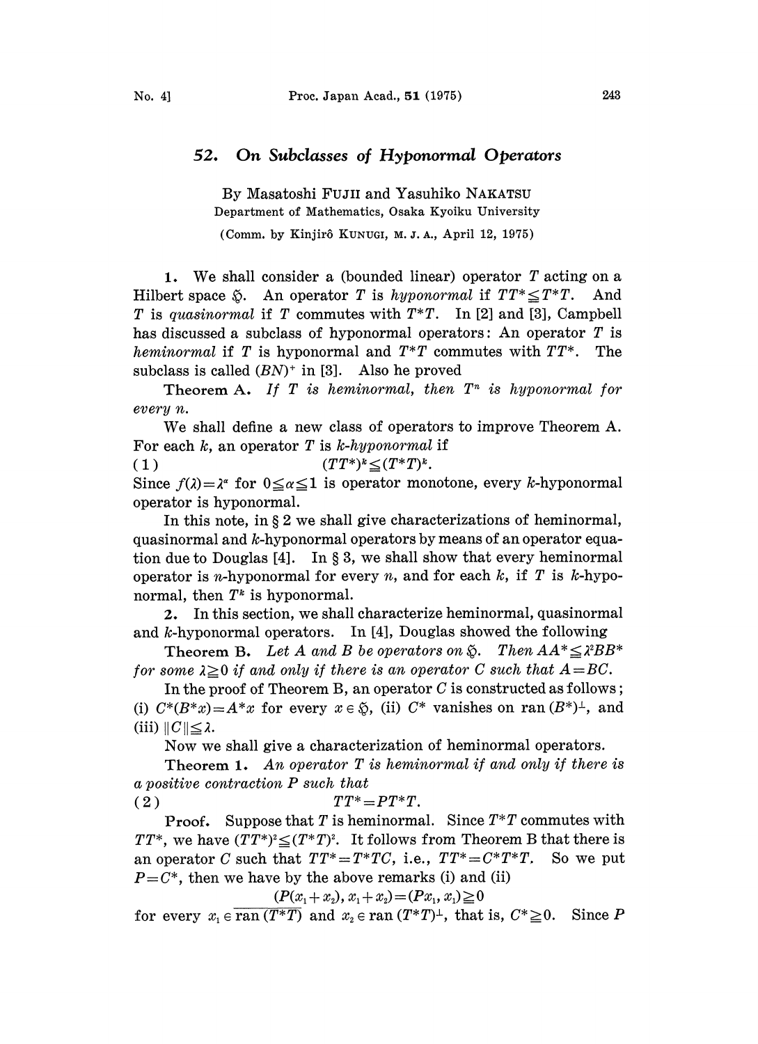# 52. On Subclasses of Hyponormal Operators

By Masatoshi FUJII and Yasuhiko NAKATSU

Department of Mathematics, Osaka Kyoiku University

(Comm. by Kinjirô KUNUGI, M. J. A., April 12, 1975)

**1.** We shall consider a (bounded linear) operator $T$ acting on a Hilbert space $\mathfrak{H}$. An operator $T$ is *hyponormal* if $TT^* \leqq T^*T$. And $T$ is *quasinormal* if $T$ commutes with $T^*T$. In [2] and [3], Campbell has discussed a subclass of hyponormal operators: An operator $T$ is *heminormal* if $T$ is hyponormal and $T^*T$ commutes with $TT^*$. The subclass is called $(BN)^+$ in [3]. Also he proved

**Theorem A.** *If $T$ is heminormal, then $T^n$ is hyponormal for every $n$.*

We shall define a new class of operators to improve Theorem A. For each $k$, an operator $T$ is *$k$-hyponormal* if

$$(1) \qquad (TT^*)^k \leqq (T^*T)^k.$$

Since $f(\lambda)=\lambda^\alpha$ for $0 \leqq \alpha \leqq 1$ is operator monotone, every $k$-hyponormal operator is hyponormal.

In this note, in § 2 we shall give characterizations of heminormal, quasinormal and $k$-hyponormal operators by means of an operator equation due to Douglas [4]. In § 3, we shall show that every heminormal operator is $n$-hyponormal for every $n$, and for each $k$, if $T$ is $k$-hyponormal, then $T^k$ is hyponormal.

**2.** In this section, we shall characterize heminormal, quasinormal and $k$-hyponormal operators. In [4], Douglas showed the following

**Theorem B.** *Let $A$ and $B$ be operators on $\mathfrak{H}$. Then $AA^* \leqq \lambda^2 BB^*$ for some $\lambda \geqq 0$ if and only if there is an operator $C$ such that $A=BC$.*

In the proof of Theorem B, an operator $C$ is constructed as follows; (i) $C^*(B^*x)=A^*x$ for every $x \in \mathfrak{H}$, (ii) $C^*$ vanishes on $\operatorname{ran}(B^*)^\perp$, and (iii) $\|C\| \leqq \lambda$.

Now we shall give a characterization of heminormal operators.

**Theorem 1.** *An operator $T$ is heminormal if and only if there is a positive contraction $P$ such that*

$$(2) \qquad TT^* = PT^*T.$$

*Proof.* Suppose that $T$ is heminormal. Since $T^*T$ commutes with $TT^*$, we have $(TT^*)^2 \leqq (T^*T)^2$. It follows from Theorem B that there is an operator $C$ such that $TT^* = T^*TC$, i.e., $TT^* = C^*T^*T$. So we put $P = C^*$, then we have by the above remarks (i) and (ii)

$$(P(x_1+x_2), x_1+x_2) = (Px_1, x_1) \geqq 0$$

for every $x_1 \in \overline{\operatorname{ran}(T^*T)}$ and $x_2 \in \operatorname{ran}(T^*T)^\perp$, that is, $C^* \geqq 0$. Since $P$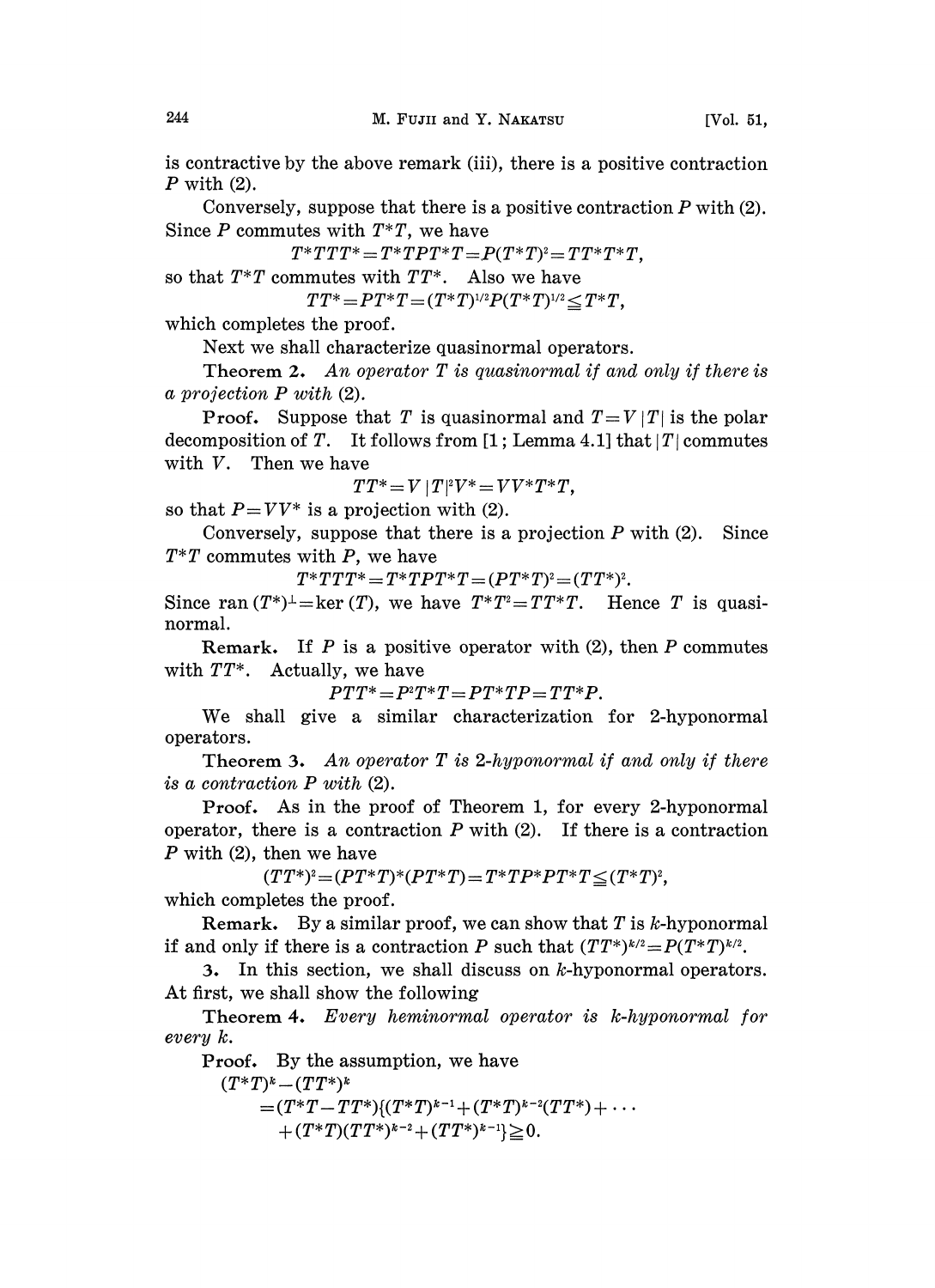is contractive by the above remark (iii), there is a positive contraction $P$ with (2).

Conversely, suppose that there is a positive contraction $P$ with (2). Since $P$ commutes with $T^*T$, we have

$$T^*TTT^* = T^*TPT^*T = P(T^*T)^2 = TT^*T^*T,$$

so that $T^*T$ commutes with $TT^*$. Also we have

$$TT^* = PT^*T = (T^*T)^{1/2}P(T^*T)^{1/2} \leqq T^*T,$$

which completes the proof.

Next we shall characterize quasinormal operators.

**Theorem 2.** *An operator $T$ is quasinormal if and only if there is a projection $P$ with* (2).

**Proof.** Suppose that $T$ is quasinormal and $T = V|T|$ is the polar decomposition of $T$. It follows from [1; Lemma 4.1] that $|T|$ commutes with $V$. Then we have

$$TT^* = V|T|^2V^* = VV^*T^*T,$$

so that $P = VV^*$ is a projection with (2).

Conversely, suppose that there is a projection $P$ with (2). Since $T^*T$ commutes with $P$, we have

$$T^*TTT^* = T^*TPT^*T = (PT^*T)^2 = (TT^*)^2.$$

Since $\operatorname{ran}(T^*)^\perp = \ker(T)$, we have $T^*T^2 = TT^*T$. Hence $T$ is quasinormal.

**Remark.** If $P$ is a positive operator with (2), then $P$ commutes with $TT^*$. Actually, we have

$$PTT^* = P^2T^*T = PT^*TP = TT^*P.$$

We shall give a similar characterization for 2-hyponormal operators.

**Theorem 3.** *An operator $T$ is 2-hyponormal if and only if there is a contraction $P$ with* (2).

**Proof.** As in the proof of Theorem 1, for every 2-hyponormal operator, there is a contraction $P$ with (2). If there is a contraction $P$ with (2), then we have

$$(TT^*)^2 = (PT^*T)^*(PT^*T) = T^*TP^*PT^*T \leqq (T^*T)^2,$$

which completes the proof.

**Remark.** By a similar proof, we can show that $T$ is $k$-hyponormal if and only if there is a contraction $P$ such that $(TT^*)^{k/2} = P(T^*T)^{k/2}$.

**3.** In this section, we shall discuss on $k$-hyponormal operators. At first, we shall show the following

**Theorem 4.** *Every heminormal operator is $k$-hyponormal for every $k$.*

**Proof.** By the assumption, we have

$$\begin{aligned}
&(T^*T)^k - (TT^*)^k \\
&= (T^*T - TT^*)\{(T^*T)^{k-1} + (T^*T)^{k-2}(TT^*) + \cdots \\
&\quad + (T^*T)(TT^*)^{k-2} + (TT^*)^{k-1}\} \geqq 0.
\end{aligned}$$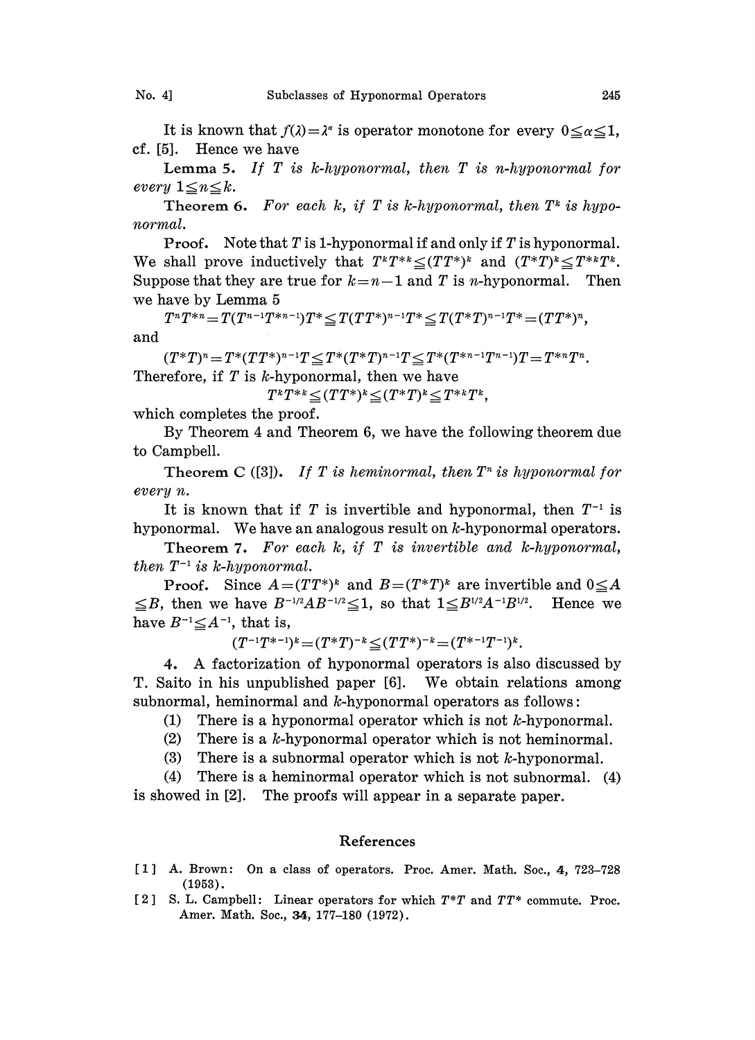It is known that $f(\lambda)=\lambda^\alpha$ is operator monotone for every $0 \leqq \alpha \leqq 1$, cf. [5]. Hence we have

**Lemma 5.** *If $T$ is $k$-hyponormal, then $T$ is $n$-hyponormal for every $1 \leqq n \leqq k$.*

**Theorem 6.** *For each $k$, if $T$ is $k$-hyponormal, then $T^k$ is hyponormal.*

**Proof.** Note that $T$ is 1-hyponormal if and only if $T$ is hyponormal. We shall prove inductively that $T^k T^{*k} \leqq (TT^*)^k$ and $(T^*T)^k \leqq T^{*k}T^k$. Suppose that they are true for $k=n-1$ and $T$ is $n$-hyponormal. Then we have by Lemma 5

$$T^n T^{*n} = T(T^{n-1}T^{*n-1})T^* \leqq T(TT^*)^{n-1}T^* \leqq T(T^*T)^{n-1}T^* = (TT^*)^n,$$

and

$$(T^*T)^n = T^*(TT^*)^{n-1}T \leqq T^*(T^*T)^{n-1}T \leqq T^*(T^{*n-1}T^{n-1})T = T^{*n}T^n.$$

Therefore, if $T$ is $k$-hyponormal, then we have

$$T^k T^{*k} \leqq (TT^*)^k \leqq (T^*T)^k \leqq T^{*k}T^k,$$

which completes the proof.

By Theorem 4 and Theorem 6, we have the following theorem due to Campbell.

**Theorem C** ([3]). *If $T$ is heminormal, then $T^n$ is hyponormal for every $n$.*

It is known that if $T$ is invertible and hyponormal, then $T^{-1}$ is hyponormal. We have an analogous result on $k$-hyponormal operators.

**Theorem 7.** *For each $k$, if $T$ is invertible and $k$-hyponormal, then $T^{-1}$ is $k$-hyponormal.*

**Proof.** Since $A=(TT^*)^k$ and $B=(T^*T)^k$ are invertible and $0 \leqq A \leqq B$, then we have $B^{-1/2}AB^{-1/2} \leqq 1$, so that $1 \leqq B^{1/2}A^{-1}B^{1/2}$. Hence we have $B^{-1} \leqq A^{-1}$, that is,

$$(T^{-1}T^{*-1})^k = (T^*T)^{-k} \leqq (TT^*)^{-k} = (T^{*-1}T^{-1})^k.$$

**4.** A factorization of hyponormal operators is also discussed by T. Saito in his unpublished paper [6]. We obtain relations among subnormal, heminormal and $k$-hyponormal operators as follows:

(1) There is a hyponormal operator which is not $k$-hyponormal.

(2) There is a $k$-hyponormal operator which is not heminormal.

(3) There is a subnormal operator which is not $k$-hyponormal.

(4) There is a heminormal operator which is not subnormal. (4) is showed in [2]. The proofs will appear in a separate paper.

## References

[1] A. Brown: On a class of operators. Proc. Amer. Math. Soc., **4**, 723–728 (1953).

[2] S. L. Campbell: Linear operators for which $T^*T$ and $TT^*$ commute. Proc. Amer. Math. Soc., **34**, 177–180 (1972).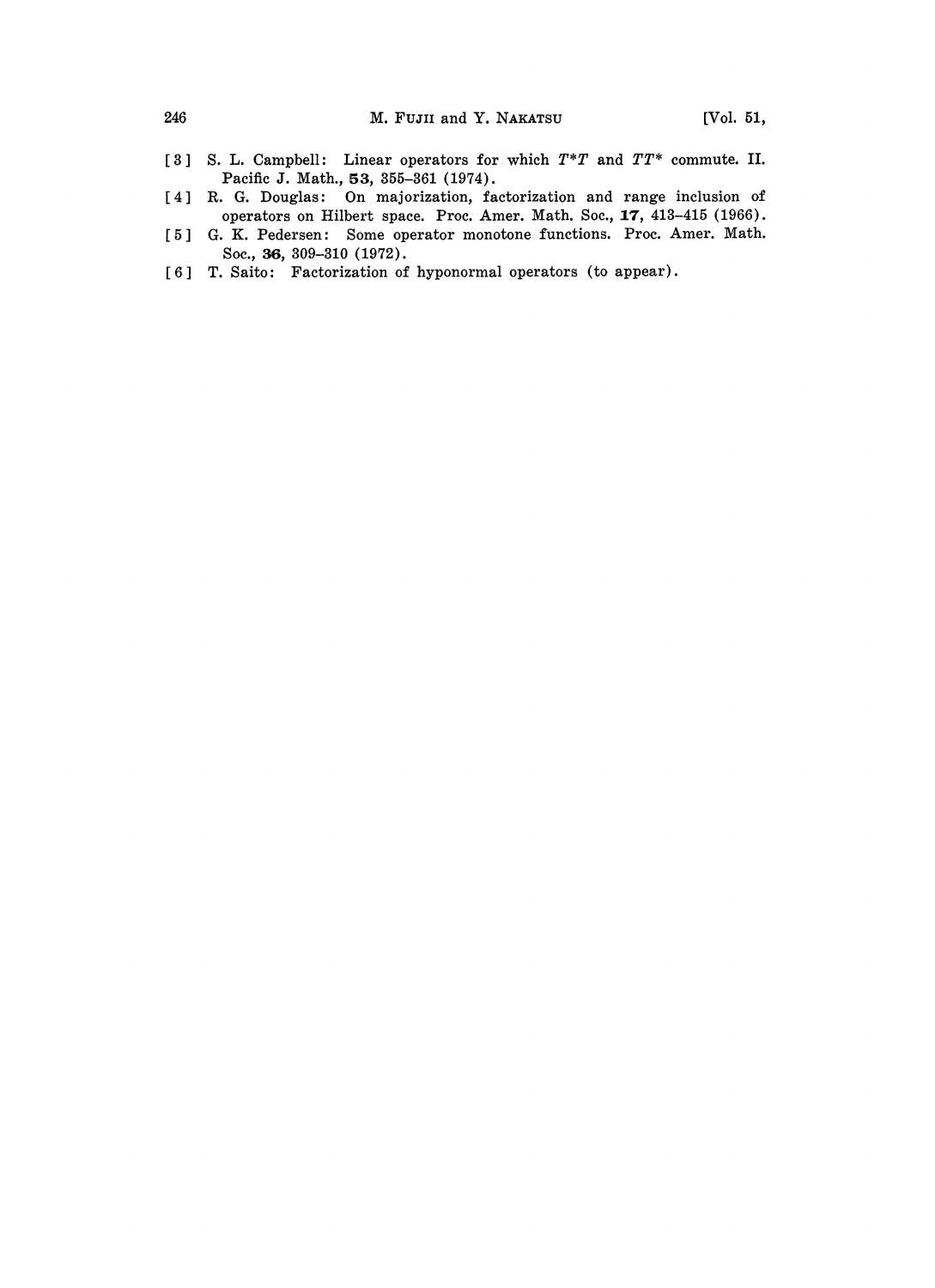[3] S. L. Campbell: Linear operators for which $T^*T$ and $TT^*$ commute. II. Pacific J. Math., **53**, 355–361 (1974).

[4] R. G. Douglas: On majorization, factorization and range inclusion of operators on Hilbert space. Proc. Amer. Math. Soc., **17**, 413–415 (1966).

[5] G. K. Pedersen: Some operator monotone functions. Proc. Amer. Math. Soc., **36**, 309–310 (1972).

[6] T. Saito: Factorization of hyponormal operators (to appear).